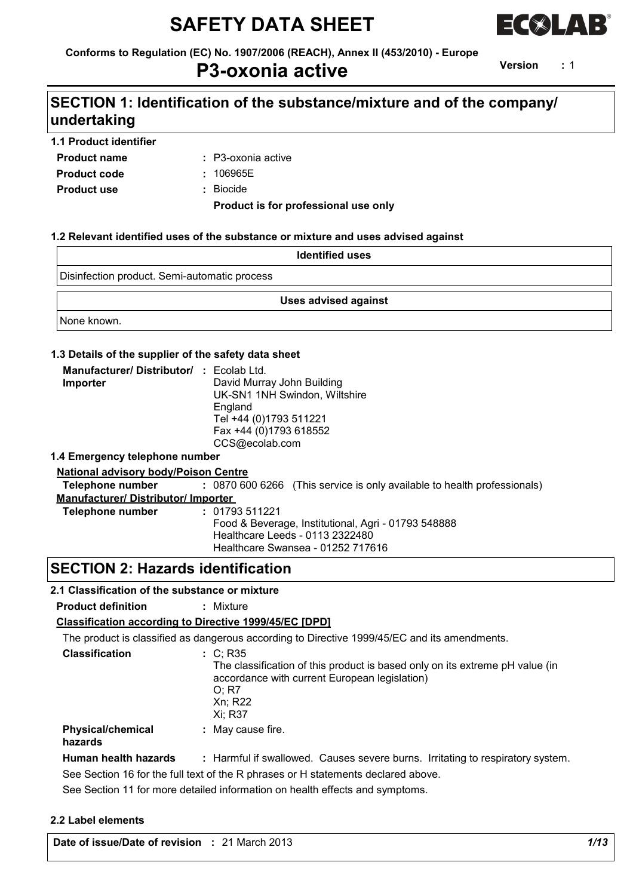# SAFETY DATA SHEET

**Conforms to Regulation (EC) No. 1907/2006 (REACH), Annex II (453/2010) - Europe**

# P3-oxonia active

**Version** : 1

## SECTION 1: Identification of the substance/mixture and of the company/ undertaking

### 1.1 Product identifier

**Product name** : P3-oxonia active

**Product code** : 106965E

**Product use** : Biocide

**Product is for professional use only**

### 1.2 Relevant identified uses of the substance or mixture and uses advised against

| Identified uses |
|---|
| Disinfection product. Semi-automatic process |

| Uses advised against |
|---|
| None known. |

### 1.3 Details of the supplier of the safety data sheet

**Manufacturer/ Distributor/ Importer** : Ecolab Ltd.
David Murray John Building
UK-SN1 1NH Swindon, Wiltshire
England
Tel +44 (0)1793 511221
Fax +44 (0)1793 618552
CCS@ecolab.com

### 1.4 Emergency telephone number

**National advisory body/Poison Centre**

**Telephone number** : 0870 600 6266 (This service is only available to health professionals)

**Manufacturer/ Distributor/ Importer**

**Telephone number** : 01793 511221
Food & Beverage, Institutional, Agri - 01793 548888
Healthcare Leeds - 0113 2322480
Healthcare Swansea - 01252 717616

## SECTION 2: Hazards identification

### 2.1 Classification of the substance or mixture

**Product definition** : Mixture

**Classification according to Directive 1999/45/EC [DPD]**

The product is classified as dangerous according to Directive 1999/45/EC and its amendments.

**Classification** : C; R35
The classification of this product is based only on its extreme pH value (in accordance with current European legislation)
O; R7
Xn; R22
Xi; R37

**Physical/chemical hazards** : May cause fire.

**Human health hazards** : Harmful if swallowed. Causes severe burns. Irritating to respiratory system.

See Section 16 for the full text of the R phrases or H statements declared above.

See Section 11 for more detailed information on health effects and symptoms.

### 2.2 Label elements

**Date of issue/Date of revision** : 21 March 2013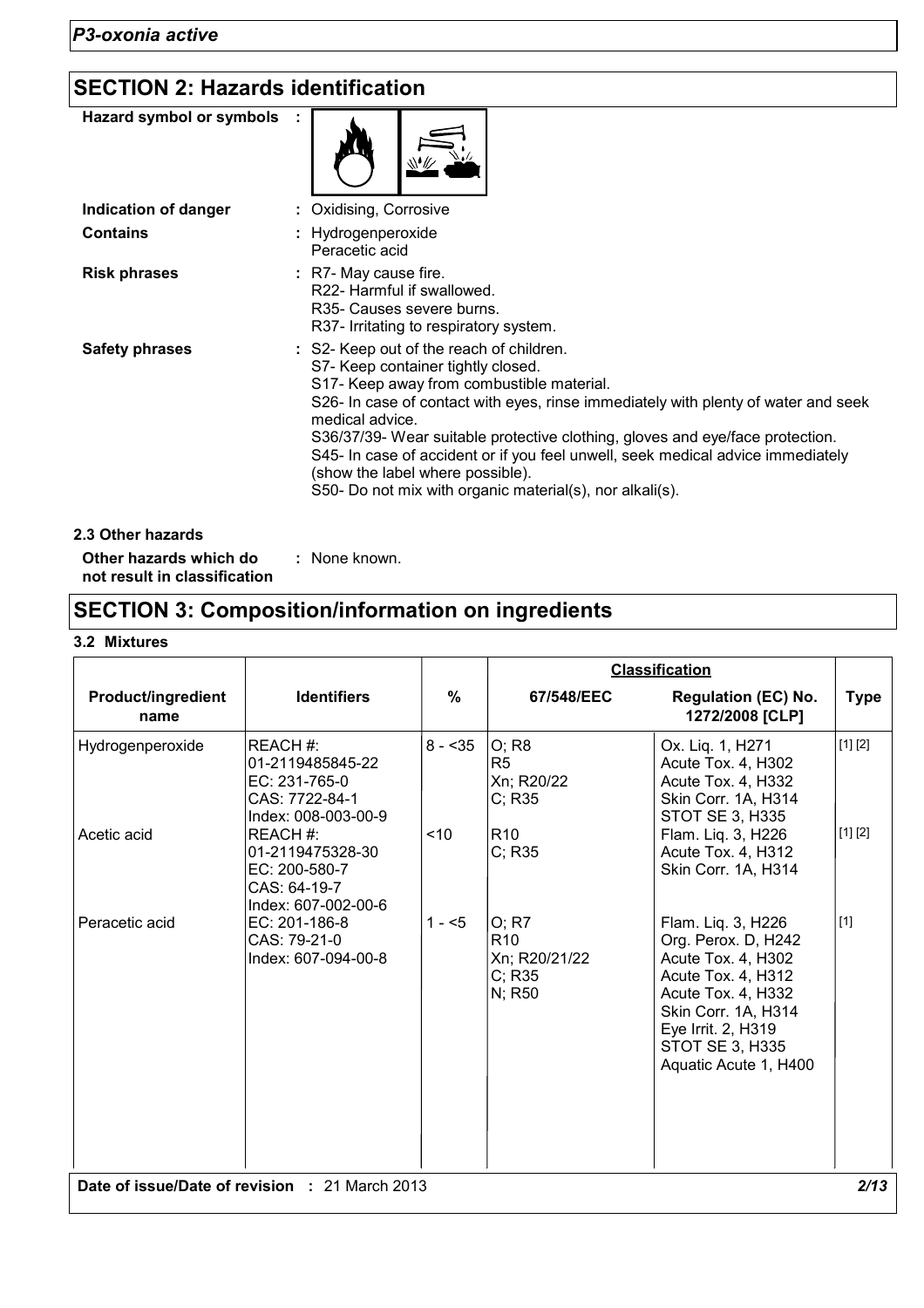## SECTION 2: Hazards identification

**Hazard symbol or symbols** :

**Indication of danger** : Oxidising, Corrosive

**Contains** : Hydrogenperoxide
Peracetic acid

**Risk phrases** : R7- May cause fire.
R22- Harmful if swallowed.
R35- Causes severe burns.
R37- Irritating to respiratory system.

**Safety phrases** : S2- Keep out of the reach of children.
S7- Keep container tightly closed.
S17- Keep away from combustible material.
S26- In case of contact with eyes, rinse immediately with plenty of water and seek medical advice.
S36/37/39- Wear suitable protective clothing, gloves and eye/face protection.
S45- In case of accident or if you feel unwell, seek medical advice immediately (show the label where possible).
S50- Do not mix with organic material(s), nor alkali(s).

### 2.3 Other hazards

**Other hazards which do not result in classification** : None known.

## SECTION 3: Composition/information on ingredients

### 3.2 Mixtures

| Product/ingredient name | Identifiers | % | Classification | | Type |
|---|---|---|---|---|---|
| | | | 67/548/EEC | Regulation (EC) No. 1272/2008 [CLP] | |
| Hydrogenperoxide | REACH #: 01-2119485845-22<br>EC: 231-765-0<br>CAS: 7722-84-1<br>Index: 008-003-00-9 | 8 - <35 | O; R8<br>R5<br>Xn; R20/22<br>C; R35 | Ox. Liq. 1, H271<br>Acute Tox. 4, H302<br>Acute Tox. 4, H332<br>Skin Corr. 1A, H314<br>STOT SE 3, H335 | [1] [2] |
| Acetic acid | REACH #: 01-2119475328-30<br>EC: 200-580-7<br>CAS: 64-19-7<br>Index: 607-002-00-6 | <10 | R10<br>C; R35 | Flam. Liq. 3, H226<br>Acute Tox. 4, H312<br>Skin Corr. 1A, H314 | [1] [2] |
| Peracetic acid | EC: 201-186-8<br>CAS: 79-21-0<br>Index: 607-094-00-8 | 1 - <5 | O; R7<br>R10<br>Xn; R20/21/22<br>C; R35<br>N; R50 | Flam. Liq. 3, H226<br>Org. Perox. D, H242<br>Acute Tox. 4, H302<br>Acute Tox. 4, H312<br>Acute Tox. 4, H332<br>Skin Corr. 1A, H314<br>Eye Irrit. 2, H319<br>STOT SE 3, H335<br>Aquatic Acute 1, H400 | [1] |

**Date of issue/Date of revision** : 21 March 2013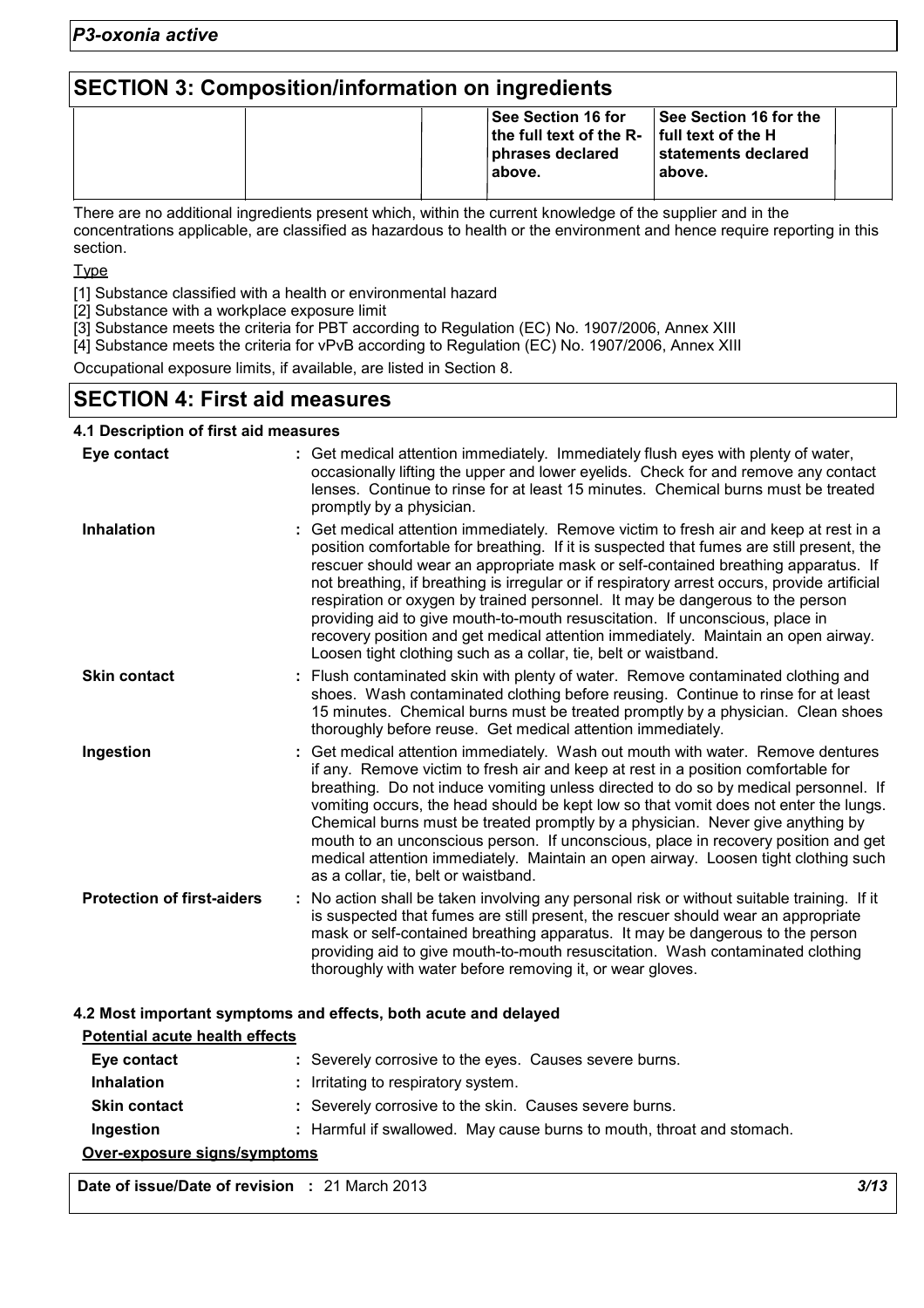## SECTION 3: Composition/information on ingredients

| | | | | | |
|---|---|---|---|---|---|
| | | | See Section 16 for the full text of the R-phrases declared above. | See Section 16 for the full text of the H statements declared above. | |

There are no additional ingredients present which, within the current knowledge of the supplier and in the concentrations applicable, are classified as hazardous to health or the environment and hence require reporting in this section.

Type

[1] Substance classified with a health or environmental hazard

[2] Substance with a workplace exposure limit

[3] Substance meets the criteria for PBT according to Regulation (EC) No. 1907/2006, Annex XIII

[4] Substance meets the criteria for vPvB according to Regulation (EC) No. 1907/2006, Annex XIII

Occupational exposure limits, if available, are listed in Section 8.

## SECTION 4: First aid measures

### 4.1 Description of first aid measures

**Eye contact** : Get medical attention immediately. Immediately flush eyes with plenty of water, occasionally lifting the upper and lower eyelids. Check for and remove any contact lenses. Continue to rinse for at least 15 minutes. Chemical burns must be treated promptly by a physician.

**Inhalation** : Get medical attention immediately. Remove victim to fresh air and keep at rest in a position comfortable for breathing. If it is suspected that fumes are still present, the rescuer should wear an appropriate mask or self-contained breathing apparatus. If not breathing, if breathing is irregular or if respiratory arrest occurs, provide artificial respiration or oxygen by trained personnel. It may be dangerous to the person providing aid to give mouth-to-mouth resuscitation. If unconscious, place in recovery position and get medical attention immediately. Maintain an open airway. Loosen tight clothing such as a collar, tie, belt or waistband.

**Skin contact** : Flush contaminated skin with plenty of water. Remove contaminated clothing and shoes. Wash contaminated clothing before reusing. Continue to rinse for at least 15 minutes. Chemical burns must be treated promptly by a physician. Clean shoes thoroughly before reuse. Get medical attention immediately.

**Ingestion** : Get medical attention immediately. Wash out mouth with water. Remove dentures if any. Remove victim to fresh air and keep at rest in a position comfortable for breathing. Do not induce vomiting unless directed to do so by medical personnel. If vomiting occurs, the head should be kept low so that vomit does not enter the lungs. Chemical burns must be treated promptly by a physician. Never give anything by mouth to an unconscious person. If unconscious, place in recovery position and get medical attention immediately. Maintain an open airway. Loosen tight clothing such as a collar, tie, belt or waistband.

**Protection of first-aiders** : No action shall be taken involving any personal risk or without suitable training. If it is suspected that fumes are still present, the rescuer should wear an appropriate mask or self-contained breathing apparatus. It may be dangerous to the person providing aid to give mouth-to-mouth resuscitation. Wash contaminated clothing thoroughly with water before removing it, or wear gloves.

### 4.2 Most important symptoms and effects, both acute and delayed

**Potential acute health effects**

**Eye contact** : Severely corrosive to the eyes. Causes severe burns.

**Inhalation** : Irritating to respiratory system.

**Skin contact** : Severely corrosive to the skin. Causes severe burns.

**Ingestion** : Harmful if swallowed. May cause burns to mouth, throat and stomach.

**Over-exposure signs/symptoms**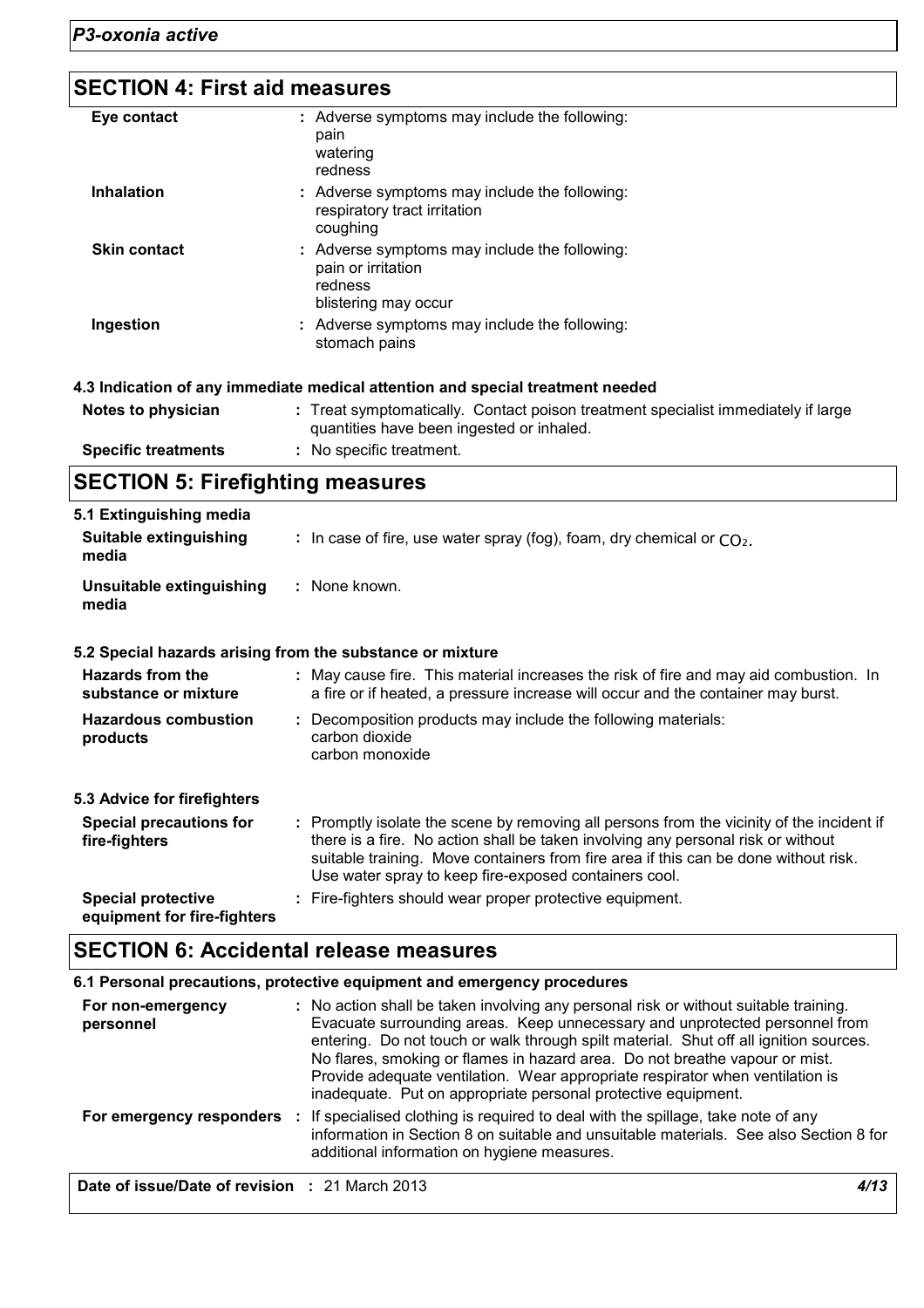## SECTION 4: First aid measures

| | |
|---|---|
| **Eye contact** | : Adverse symptoms may include the following:<br>pain<br>watering<br>redness |
| **Inhalation** | : Adverse symptoms may include the following:<br>respiratory tract irritation<br>coughing |
| **Skin contact** | : Adverse symptoms may include the following:<br>pain or irritation<br>redness<br>blistering may occur |
| **Ingestion** | : Adverse symptoms may include the following:<br>stomach pains |

**4.3 Indication of any immediate medical attention and special treatment needed**

| | |
|---|---|
| **Notes to physician** | : Treat symptomatically. Contact poison treatment specialist immediately if large quantities have been ingested or inhaled. |
| **Specific treatments** | : No specific treatment. |

## SECTION 5: Firefighting measures

**5.1 Extinguishing media**

| | |
|---|---|
| **Suitable extinguishing media** | : In case of fire, use water spray (fog), foam, dry chemical or $CO_2$. |
| **Unsuitable extinguishing media** | : None known. |

**5.2 Special hazards arising from the substance or mixture**

| | |
|---|---|
| **Hazards from the substance or mixture** | : May cause fire. This material increases the risk of fire and may aid combustion. In a fire or if heated, a pressure increase will occur and the container may burst. |
| **Hazardous combustion products** | : Decomposition products may include the following materials:<br>carbon dioxide<br>carbon monoxide |

**5.3 Advice for firefighters**

| | |
|---|---|
| **Special precautions for fire-fighters** | : Promptly isolate the scene by removing all persons from the vicinity of the incident if there is a fire. No action shall be taken involving any personal risk or without suitable training. Move containers from fire area if this can be done without risk. Use water spray to keep fire-exposed containers cool. |
| **Special protective equipment for fire-fighters** | : Fire-fighters should wear proper protective equipment. |

## SECTION 6: Accidental release measures

**6.1 Personal precautions, protective equipment and emergency procedures**

| | |
|---|---|
| **For non-emergency personnel** | : No action shall be taken involving any personal risk or without suitable training. Evacuate surrounding areas. Keep unnecessary and unprotected personnel from entering. Do not touch or walk through spilt material. Shut off all ignition sources. No flares, smoking or flames in hazard area. Do not breathe vapour or mist. Provide adequate ventilation. Wear appropriate respirator when ventilation is inadequate. Put on appropriate personal protective equipment. |
| **For emergency responders** | : If specialised clothing is required to deal with the spillage, take note of any information in Section 8 on suitable and unsuitable materials. See also Section 8 for additional information on hygiene measures. |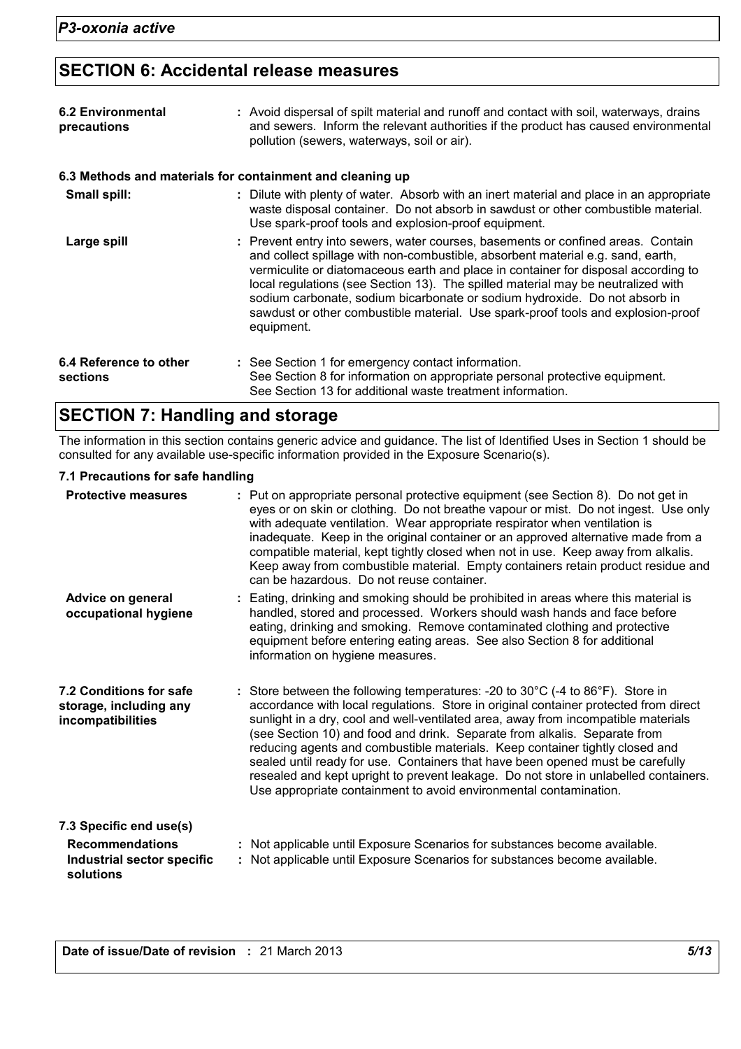## SECTION 6: Accidental release measures

**6.2 Environmental precautions** : Avoid dispersal of spilt material and runoff and contact with soil, waterways, drains and sewers. Inform the relevant authorities if the product has caused environmental pollution (sewers, waterways, soil or air).

### 6.3 Methods and materials for containment and cleaning up

**Small spill:** : Dilute with plenty of water. Absorb with an inert material and place in an appropriate waste disposal container. Do not absorb in sawdust or other combustible material. Use spark-proof tools and explosion-proof equipment.

**Large spill** : Prevent entry into sewers, water courses, basements or confined areas. Contain and collect spillage with non-combustible, absorbent material e.g. sand, earth, vermiculite or diatomaceous earth and place in container for disposal according to local regulations (see Section 13). The spilled material may be neutralized with sodium carbonate, sodium bicarbonate or sodium hydroxide. Do not absorb in sawdust or other combustible material. Use spark-proof tools and explosion-proof equipment.

**6.4 Reference to other sections** : See Section 1 for emergency contact information.
See Section 8 for information on appropriate personal protective equipment.
See Section 13 for additional waste treatment information.

## SECTION 7: Handling and storage

The information in this section contains generic advice and guidance. The list of Identified Uses in Section 1 should be consulted for any available use-specific information provided in the Exposure Scenario(s).

### 7.1 Precautions for safe handling

**Protective measures** : Put on appropriate personal protective equipment (see Section 8). Do not get in eyes or on skin or clothing. Do not breathe vapour or mist. Do not ingest. Use only with adequate ventilation. Wear appropriate respirator when ventilation is inadequate. Keep in the original container or an approved alternative made from a compatible material, kept tightly closed when not in use. Keep away from alkalis. Keep away from combustible material. Empty containers retain product residue and can be hazardous. Do not reuse container.

**Advice on general occupational hygiene** : Eating, drinking and smoking should be prohibited in areas where this material is handled, stored and processed. Workers should wash hands and face before eating, drinking and smoking. Remove contaminated clothing and protective equipment before entering eating areas. See also Section 8 for additional information on hygiene measures.

**7.2 Conditions for safe storage, including any incompatibilities** : Store between the following temperatures: -20 to 30°C (-4 to 86°F). Store in accordance with local regulations. Store in original container protected from direct sunlight in a dry, cool and well-ventilated area, away from incompatible materials (see Section 10) and food and drink. Separate from alkalis. Separate from reducing agents and combustible materials. Keep container tightly closed and sealed until ready for use. Containers that have been opened must be carefully resealed and kept upright to prevent leakage. Do not store in unlabelled containers. Use appropriate containment to avoid environmental contamination.

### 7.3 Specific end use(s)

**Recommendations** : Not applicable until Exposure Scenarios for substances become available.

**Industrial sector specific solutions** : Not applicable until Exposure Scenarios for substances become available.

**Date of issue/Date of revision** : 21 March 2013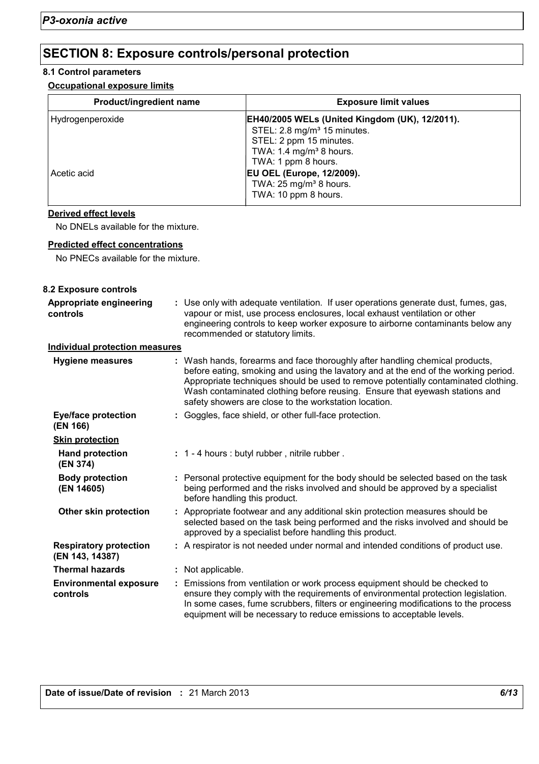## SECTION 8: Exposure controls/personal protection

### 8.1 Control parameters

**Occupational exposure limits**

| Product/ingredient name | Exposure limit values |
| --- | --- |
| Hydrogenperoxide | **EH40/2005 WELs (United Kingdom (UK), 12/2011).**<br>STEL: 2.8 mg/m³ 15 minutes.<br>STEL: 2 ppm 15 minutes.<br>TWA: 1.4 mg/m³ 8 hours.<br>TWA: 1 ppm 8 hours. |
| Acetic acid | **EU OEL (Europe, 12/2009).**<br>TWA: 25 mg/m³ 8 hours.<br>TWA: 10 ppm 8 hours. |

**Derived effect levels**

No DNELs available for the mixture.

**Predicted effect concentrations**

No PNECs available for the mixture.

### 8.2 Exposure controls

**Appropriate engineering controls** : Use only with adequate ventilation. If user operations generate dust, fumes, gas, vapour or mist, use process enclosures, local exhaust ventilation or other engineering controls to keep worker exposure to airborne contaminants below any recommended or statutory limits.

**Individual protection measures**

**Hygiene measures** : Wash hands, forearms and face thoroughly after handling chemical products, before eating, smoking and using the lavatory and at the end of the working period. Appropriate techniques should be used to remove potentially contaminated clothing. Wash contaminated clothing before reusing. Ensure that eyewash stations and safety showers are close to the workstation location.

**Eye/face protection (EN 166)** : Goggles, face shield, or other full-face protection.

**Skin protection**

**Hand protection (EN 374)** : 1 - 4 hours : butyl rubber , nitrile rubber .

**Body protection (EN 14605)** : Personal protective equipment for the body should be selected based on the task being performed and the risks involved and should be approved by a specialist before handling this product.

**Other skin protection** : Appropriate footwear and any additional skin protection measures should be selected based on the task being performed and the risks involved and should be approved by a specialist before handling this product.

**Respiratory protection (EN 143, 14387)** : A respirator is not needed under normal and intended conditions of product use.

**Thermal hazards** : Not applicable.

**Environmental exposure controls** : Emissions from ventilation or work process equipment should be checked to ensure they comply with the requirements of environmental protection legislation. In some cases, fume scrubbers, filters or engineering modifications to the process equipment will be necessary to reduce emissions to acceptable levels.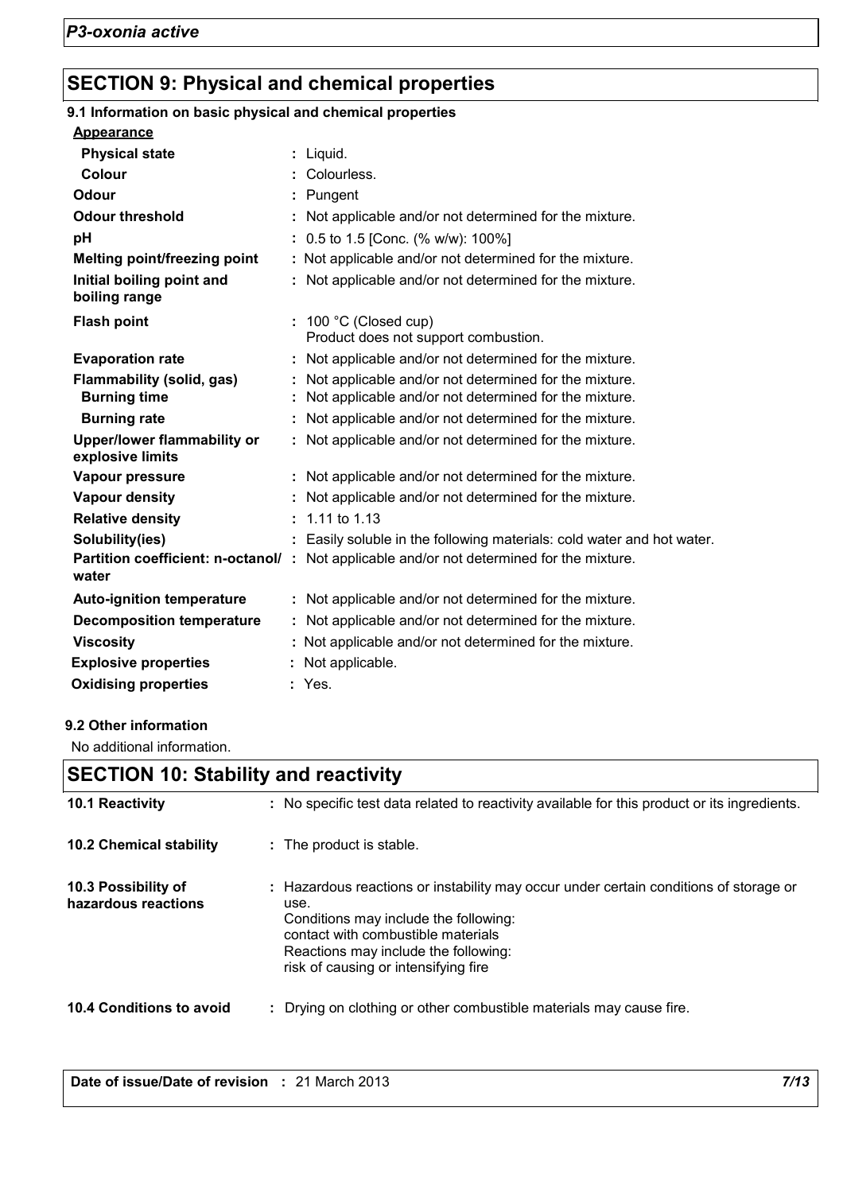## SECTION 9: Physical and chemical properties

### 9.1 Information on basic physical and chemical properties

**Appearance**

| | |
|---|---|
| **Physical state** | : Liquid. |
| **Colour** | : Colourless. |
| **Odour** | : Pungent |
| **Odour threshold** | : Not applicable and/or not determined for the mixture. |
| **pH** | : 0.5 to 1.5 [Conc. (% w/w): 100%] |
| **Melting point/freezing point** | : Not applicable and/or not determined for the mixture. |
| **Initial boiling point and boiling range** | : Not applicable and/or not determined for the mixture. |
| **Flash point** | : 100 °C (Closed cup)<br>Product does not support combustion. |
| **Evaporation rate** | : Not applicable and/or not determined for the mixture. |
| **Flammability (solid, gas)** | : Not applicable and/or not determined for the mixture. |
| **Burning time** | : Not applicable and/or not determined for the mixture. |
| **Burning rate** | : Not applicable and/or not determined for the mixture. |
| **Upper/lower flammability or explosive limits** | : Not applicable and/or not determined for the mixture. |
| **Vapour pressure** | : Not applicable and/or not determined for the mixture. |
| **Vapour density** | : Not applicable and/or not determined for the mixture. |
| **Relative density** | : 1.11 to 1.13 |
| **Solubility(ies)** | : Easily soluble in the following materials: cold water and hot water. |
| **Partition coefficient: n-octanol/ water** | : Not applicable and/or not determined for the mixture. |
| **Auto-ignition temperature** | : Not applicable and/or not determined for the mixture. |
| **Decomposition temperature** | : Not applicable and/or not determined for the mixture. |
| **Viscosity** | : Not applicable and/or not determined for the mixture. |
| **Explosive properties** | : Not applicable. |
| **Oxidising properties** | : Yes. |

### 9.2 Other information

No additional information.

## SECTION 10: Stability and reactivity

| | |
|---|---|
| **10.1 Reactivity** | : No specific test data related to reactivity available for this product or its ingredients. |
| **10.2 Chemical stability** | : The product is stable. |
| **10.3 Possibility of hazardous reactions** | : Hazardous reactions or instability may occur under certain conditions of storage or use.<br>Conditions may include the following:<br>contact with combustible materials<br>Reactions may include the following:<br>risk of causing or intensifying fire |
| **10.4 Conditions to avoid** | : Drying on clothing or other combustible materials may cause fire. |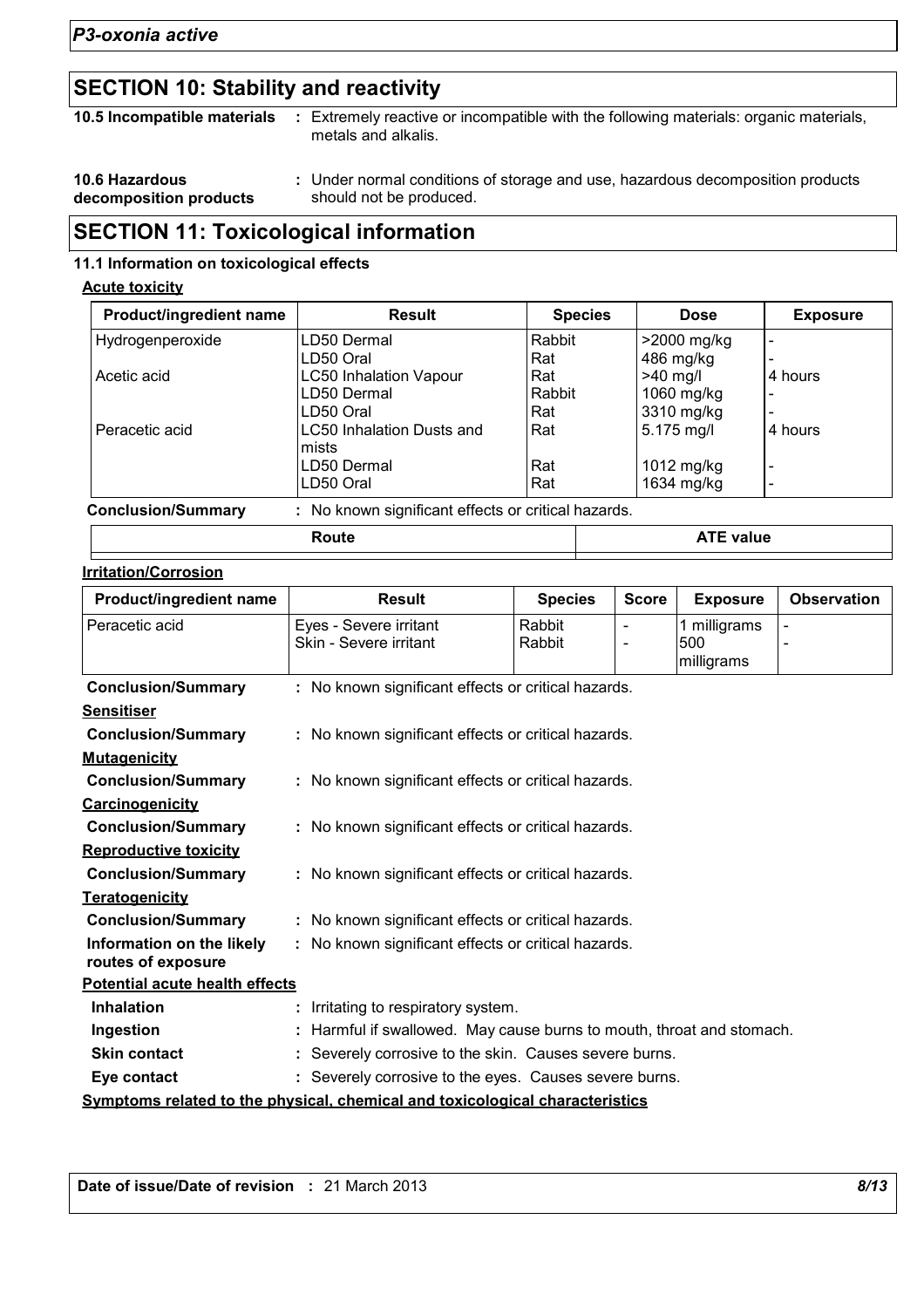## SECTION 10: Stability and reactivity

**10.5 Incompatible materials** : Extremely reactive or incompatible with the following materials: organic materials, metals and alkalis.

**10.6 Hazardous decomposition products** : Under normal conditions of storage and use, hazardous decomposition products should not be produced.

## SECTION 11: Toxicological information

### 11.1 Information on toxicological effects

**Acute toxicity**

| Product/ingredient name | Result | Species | Dose | Exposure |
|---|---|---|---|---|
| Hydrogenperoxide | LD50 Dermal | Rabbit | >2000 mg/kg | - |
| | LD50 Oral | Rat | 486 mg/kg | - |
| Acetic acid | LC50 Inhalation Vapour | Rat | >40 mg/l | 4 hours |
| | LD50 Dermal | Rabbit | 1060 mg/kg | - |
| | LD50 Oral | Rat | 3310 mg/kg | - |
| Peracetic acid | LC50 Inhalation Dusts and mists | Rat | 5.175 mg/l | 4 hours |
| | LD50 Dermal | Rat | 1012 mg/kg | - |
| | LD50 Oral | Rat | 1634 mg/kg | - |

**Conclusion/Summary** : No known significant effects or critical hazards.

| Route | ATE value |
|---|---|

**Irritation/Corrosion**

| Product/ingredient name | Result | Species | Score | Exposure | Observation |
|---|---|---|---|---|---|
| Peracetic acid | Eyes - Severe irritant | Rabbit | - | 1 milligrams | - |
| | Skin - Severe irritant | Rabbit | - | 500 milligrams | - |

**Conclusion/Summary** : No known significant effects or critical hazards.

**Sensitiser**

**Conclusion/Summary** : No known significant effects or critical hazards.

**Mutagenicity**

**Conclusion/Summary** : No known significant effects or critical hazards.

**Carcinogenicity**

**Conclusion/Summary** : No known significant effects or critical hazards.

**Reproductive toxicity**

**Conclusion/Summary** : No known significant effects or critical hazards.

**Teratogenicity**

**Conclusion/Summary** : No known significant effects or critical hazards.

**Information on the likely routes of exposure** : No known significant effects or critical hazards.

**Potential acute health effects**

**Inhalation** : Irritating to respiratory system.

**Ingestion** : Harmful if swallowed. May cause burns to mouth, throat and stomach.

**Skin contact** : Severely corrosive to the skin. Causes severe burns.

**Eye contact** : Severely corrosive to the eyes. Causes severe burns.

**Symptoms related to the physical, chemical and toxicological characteristics**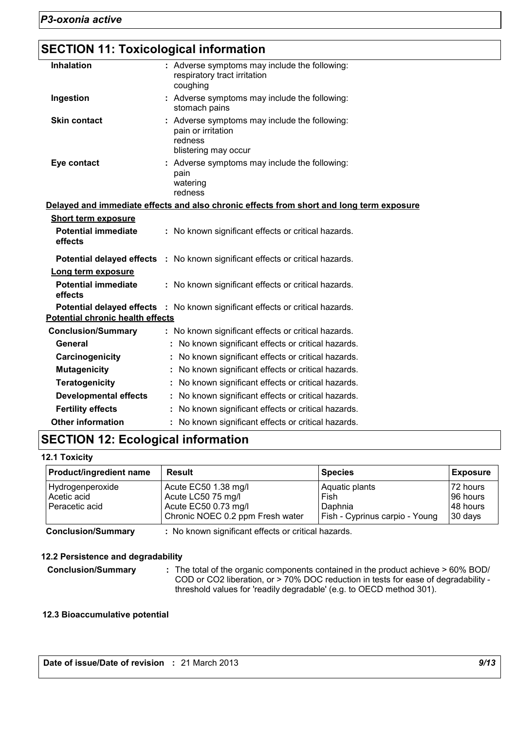## SECTION 11: Toxicological information

| | |
|---|---|
| **Inhalation** | : Adverse symptoms may include the following: respiratory tract irritation coughing |
| **Ingestion** | : Adverse symptoms may include the following: stomach pains |
| **Skin contact** | : Adverse symptoms may include the following: pain or irritation redness blistering may occur |
| **Eye contact** | : Adverse symptoms may include the following: pain watering redness |

**Delayed and immediate effects and also chronic effects from short and long term exposure**

**Short term exposure**

| | |
|---|---|
| **Potential immediate effects** | : No known significant effects or critical hazards. |
| **Potential delayed effects** | : No known significant effects or critical hazards. |

**Long term exposure**

| | |
|---|---|
| **Potential immediate effects** | : No known significant effects or critical hazards. |
| **Potential delayed effects** | : No known significant effects or critical hazards. |

**Potential chronic health effects**

| | |
|---|---|
| **Conclusion/Summary** | : No known significant effects or critical hazards. |
| **General** | : No known significant effects or critical hazards. |
| **Carcinogenicity** | : No known significant effects or critical hazards. |
| **Mutagenicity** | : No known significant effects or critical hazards. |
| **Teratogenicity** | : No known significant effects or critical hazards. |
| **Developmental effects** | : No known significant effects or critical hazards. |
| **Fertility effects** | : No known significant effects or critical hazards. |
| **Other information** | : No known significant effects or critical hazards. |

## SECTION 12: Ecological information

### 12.1 Toxicity

| Product/ingredient name | Result | Species | Exposure |
|---|---|---|---|
| Hydrogenperoxide | Acute EC50 1.38 mg/l | Aquatic plants | 72 hours |
| Acetic acid | Acute LC50 75 mg/l | Fish | 96 hours |
| Peracetic acid | Acute EC50 0.73 mg/l | Daphnia | 48 hours |
| | Chronic NOEC 0.2 ppm Fresh water | Fish - Cyprinus carpio - Young | 30 days |

**Conclusion/Summary** : No known significant effects or critical hazards.

### 12.2 Persistence and degradability

**Conclusion/Summary** : The total of the organic components contained in the product achieve > 60% BOD/ COD or CO2 liberation, or > 70% DOC reduction in tests for ease of degradability - threshold values for 'readily degradable' (e.g. to OECD method 301).

### 12.3 Bioaccumulative potential

**Date of issue/Date of revision** : 21 March 2013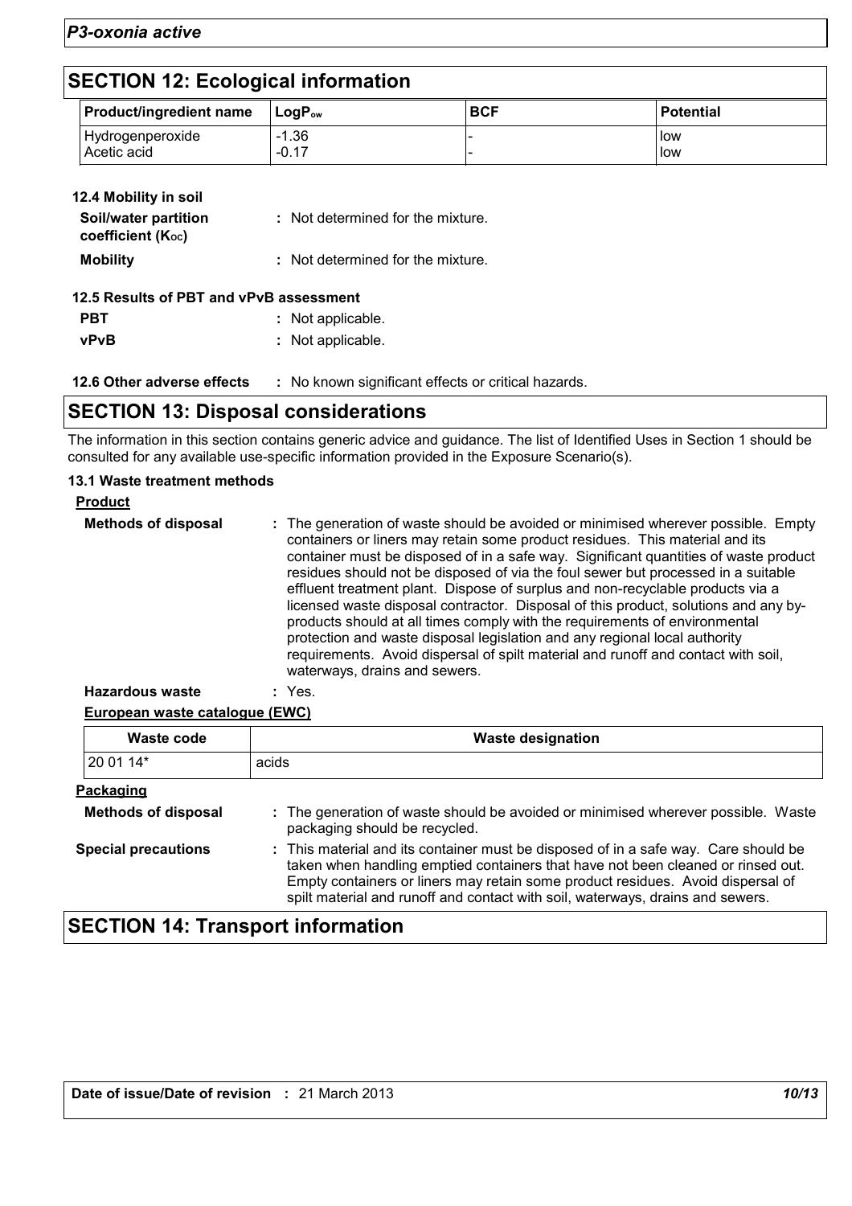## SECTION 12: Ecological information

| Product/ingredient name | $LogP_{ow}$ | BCF | Potential |
|---|---|---|---|
| Hydrogenperoxide | -1.36 | - | low |
| Acetic acid | -0.17 | - | low |

### 12.4 Mobility in soil

**Soil/water partition coefficient ($K_{OC}$)** : Not determined for the mixture.

**Mobility** : Not determined for the mixture.

### 12.5 Results of PBT and vPvB assessment

**PBT** : Not applicable.

**vPvB** : Not applicable.

### 12.6 Other adverse effects : No known significant effects or critical hazards.

## SECTION 13: Disposal considerations

The information in this section contains generic advice and guidance. The list of Identified Uses in Section 1 should be consulted for any available use-specific information provided in the Exposure Scenario(s).

### 13.1 Waste treatment methods

**Product**

**Methods of disposal** : The generation of waste should be avoided or minimised wherever possible. Empty containers or liners may retain some product residues. This material and its container must be disposed of in a safe way. Significant quantities of waste product residues should not be disposed of via the foul sewer but processed in a suitable effluent treatment plant. Dispose of surplus and non-recyclable products via a licensed waste disposal contractor. Disposal of this product, solutions and any by-products should at all times comply with the requirements of environmental protection and waste disposal legislation and any regional local authority requirements. Avoid dispersal of spilt material and runoff and contact with soil, waterways, drains and sewers.

**Hazardous waste** : Yes.

**European waste catalogue (EWC)**

| Waste code | Waste designation |
|---|---|
| 20 01 14* | acids |

**Packaging**

**Methods of disposal** : The generation of waste should be avoided or minimised wherever possible. Waste packaging should be recycled.

**Special precautions** : This material and its container must be disposed of in a safe way. Care should be taken when handling emptied containers that have not been cleaned or rinsed out. Empty containers or liners may retain some product residues. Avoid dispersal of spilt material and runoff and contact with soil, waterways, drains and sewers.

## SECTION 14: Transport information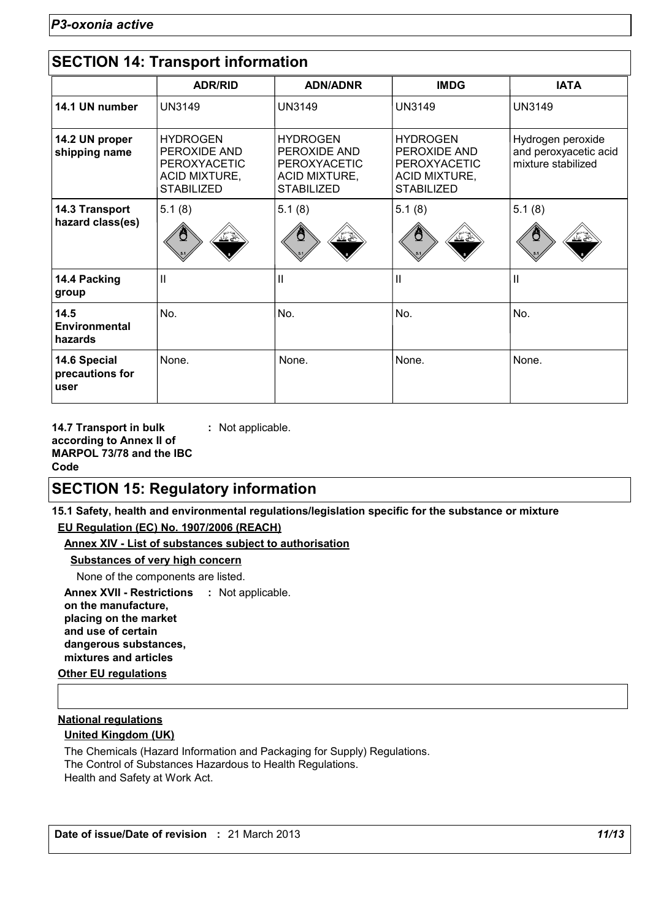## SECTION 14: Transport information

| | ADR/RID | ADN/ADNR | IMDG | IATA |
|---|---|---|---|---|
| **14.1 UN number** | UN3149 | UN3149 | UN3149 | UN3149 |
| **14.2 UN proper shipping name** | HYDROGEN PEROXIDE AND PEROXYACETIC ACID MIXTURE, STABILIZED | HYDROGEN PEROXIDE AND PEROXYACETIC ACID MIXTURE, STABILIZED | HYDROGEN PEROXIDE AND PEROXYACETIC ACID MIXTURE, STABILIZED | Hydrogen peroxide and peroxyacetic acid mixture stabilized |
| **14.3 Transport hazard class(es)** | 5.1 (8) | 5.1 (8) | 5.1 (8) | 5.1 (8) |
| **14.4 Packing group** | II | II | II | II |
| **14.5 Environmental hazards** | No. | No. | No. | No. |
| **14.6 Special precautions for user** | None. | None. | None. | None. |

**14.7 Transport in bulk according to Annex II of MARPOL 73/78 and the IBC Code** : Not applicable.

## SECTION 15: Regulatory information

**15.1 Safety, health and environmental regulations/legislation specific for the substance or mixture**

**EU Regulation (EC) No. 1907/2006 (REACH)**

**Annex XIV - List of substances subject to authorisation**

**Substances of very high concern**

None of the components are listed.

**Annex XVII - Restrictions on the manufacture, placing on the market and use of certain dangerous substances, mixtures and articles** : Not applicable.

**Other EU regulations**

**National regulations**

**United Kingdom (UK)**

The Chemicals (Hazard Information and Packaging for Supply) Regulations.
The Control of Substances Hazardous to Health Regulations.
Health and Safety at Work Act.

**Date of issue/Date of revision** : 21 March 2013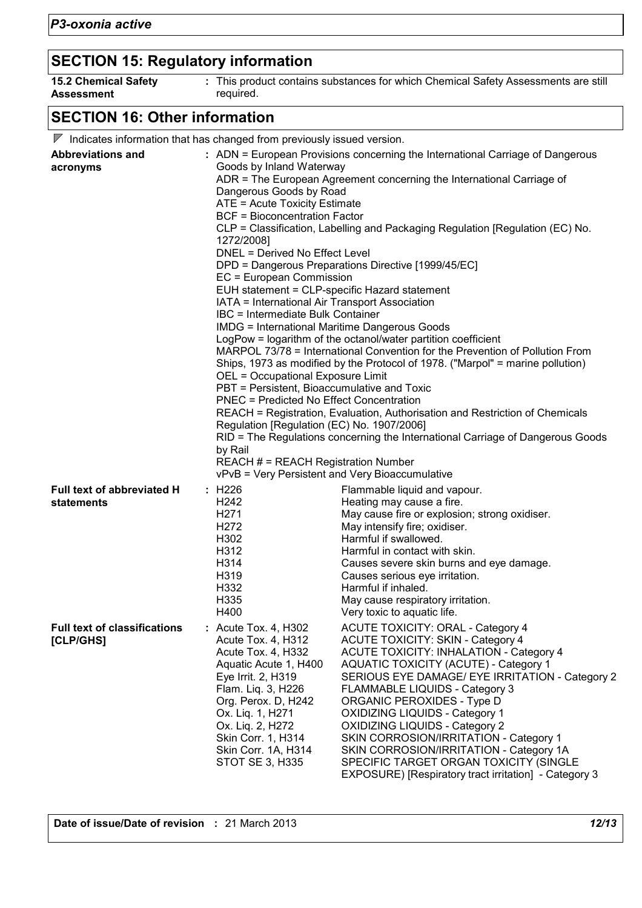## SECTION 15: Regulatory information

**15.2 Chemical Safety Assessment** : This product contains substances for which Chemical Safety Assessments are still required.

## SECTION 16: Other information

▽ Indicates information that has changed from previously issued version.

**Abbreviations and acronyms** :
ADN = European Provisions concerning the International Carriage of Dangerous Goods by Inland Waterway
ADR = The European Agreement concerning the International Carriage of Dangerous Goods by Road
ATE = Acute Toxicity Estimate
BCF = Bioconcentration Factor
CLP = Classification, Labelling and Packaging Regulation [Regulation (EC) No. 1272/2008]
DNEL = Derived No Effect Level
DPD = Dangerous Preparations Directive [1999/45/EC]
EC = European Commission
EUH statement = CLP-specific Hazard statement
IATA = International Air Transport Association
IBC = Intermediate Bulk Container
IMDG = International Maritime Dangerous Goods
LogPow = logarithm of the octanol/water partition coefficient
MARPOL 73/78 = International Convention for the Prevention of Pollution From Ships, 1973 as modified by the Protocol of 1978. ("Marpol" = marine pollution)
OEL = Occupational Exposure Limit
PBT = Persistent, Bioaccumulative and Toxic
PNEC = Predicted No Effect Concentration
REACH = Registration, Evaluation, Authorisation and Restriction of Chemicals Regulation [Regulation (EC) No. 1907/2006]
RID = The Regulations concerning the International Carriage of Dangerous Goods by Rail
REACH # = REACH Registration Number
vPvB = Very Persistent and Very Bioaccumulative

**Full text of abbreviated H statements** :

| | |
|---|---|
| H226 | Flammable liquid and vapour. |
| H242 | Heating may cause a fire. |
| H271 | May cause fire or explosion; strong oxidiser. |
| H272 | May intensify fire; oxidiser. |
| H302 | Harmful if swallowed. |
| H312 | Harmful in contact with skin. |
| H314 | Causes severe skin burns and eye damage. |
| H319 | Causes serious eye irritation. |
| H332 | Harmful if inhaled. |
| H335 | May cause respiratory irritation. |
| H400 | Very toxic to aquatic life. |

**Full text of classifications [CLP/GHS]** :

| | |
|---|---|
| Acute Tox. 4, H302 | ACUTE TOXICITY: ORAL - Category 4 |
| Acute Tox. 4, H312 | ACUTE TOXICITY: SKIN - Category 4 |
| Acute Tox. 4, H332 | ACUTE TOXICITY: INHALATION - Category 4 |
| Aquatic Acute 1, H400 | AQUATIC TOXICITY (ACUTE) - Category 1 |
| Eye Irrit. 2, H319 | SERIOUS EYE DAMAGE/ EYE IRRITATION - Category 2 |
| Flam. Liq. 3, H226 | FLAMMABLE LIQUIDS - Category 3 |
| Org. Perox. D, H242 | ORGANIC PEROXIDES - Type D |
| Ox. Liq. 1, H271 | OXIDIZING LIQUIDS - Category 1 |
| Ox. Liq. 2, H272 | OXIDIZING LIQUIDS - Category 2 |
| Skin Corr. 1, H314 | SKIN CORROSION/IRRITATION - Category 1 |
| Skin Corr. 1A, H314 | SKIN CORROSION/IRRITATION - Category 1A |
| STOT SE 3, H335 | SPECIFIC TARGET ORGAN TOXICITY (SINGLE EXPOSURE) [Respiratory tract irritation] - Category 3 |

**Date of issue/Date of revision** : 21 March 2013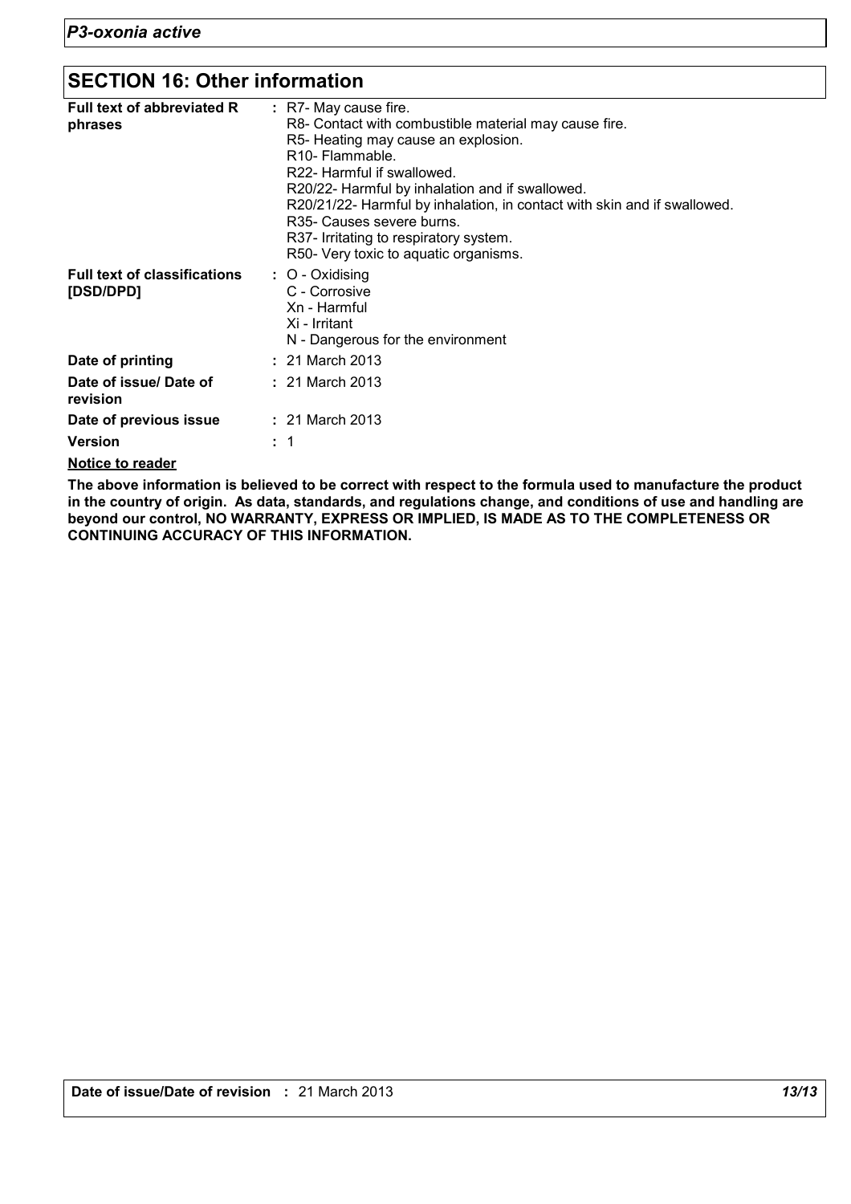## SECTION 16: Other information

| | |
|---|---|
| **Full text of abbreviated R phrases** | : R7- May cause fire.<br>R8- Contact with combustible material may cause fire.<br>R5- Heating may cause an explosion.<br>R10- Flammable.<br>R22- Harmful if swallowed.<br>R20/22- Harmful by inhalation and if swallowed.<br>R20/21/22- Harmful by inhalation, in contact with skin and if swallowed.<br>R35- Causes severe burns.<br>R37- Irritating to respiratory system.<br>R50- Very toxic to aquatic organisms. |
| **Full text of classifications [DSD/DPD]** | : O - Oxidising<br>C - Corrosive<br>Xn - Harmful<br>Xi - Irritant<br>N - Dangerous for the environment |
| **Date of printing** | : 21 March 2013 |
| **Date of issue/ Date of revision** | : 21 March 2013 |
| **Date of previous issue** | : 21 March 2013 |
| **Version** | : 1 |

**Notice to reader**

**The above information is believed to be correct with respect to the formula used to manufacture the product in the country of origin. As data, standards, and regulations change, and conditions of use and handling are beyond our control, NO WARRANTY, EXPRESS OR IMPLIED, IS MADE AS TO THE COMPLETENESS OR CONTINUING ACCURACY OF THIS INFORMATION.**